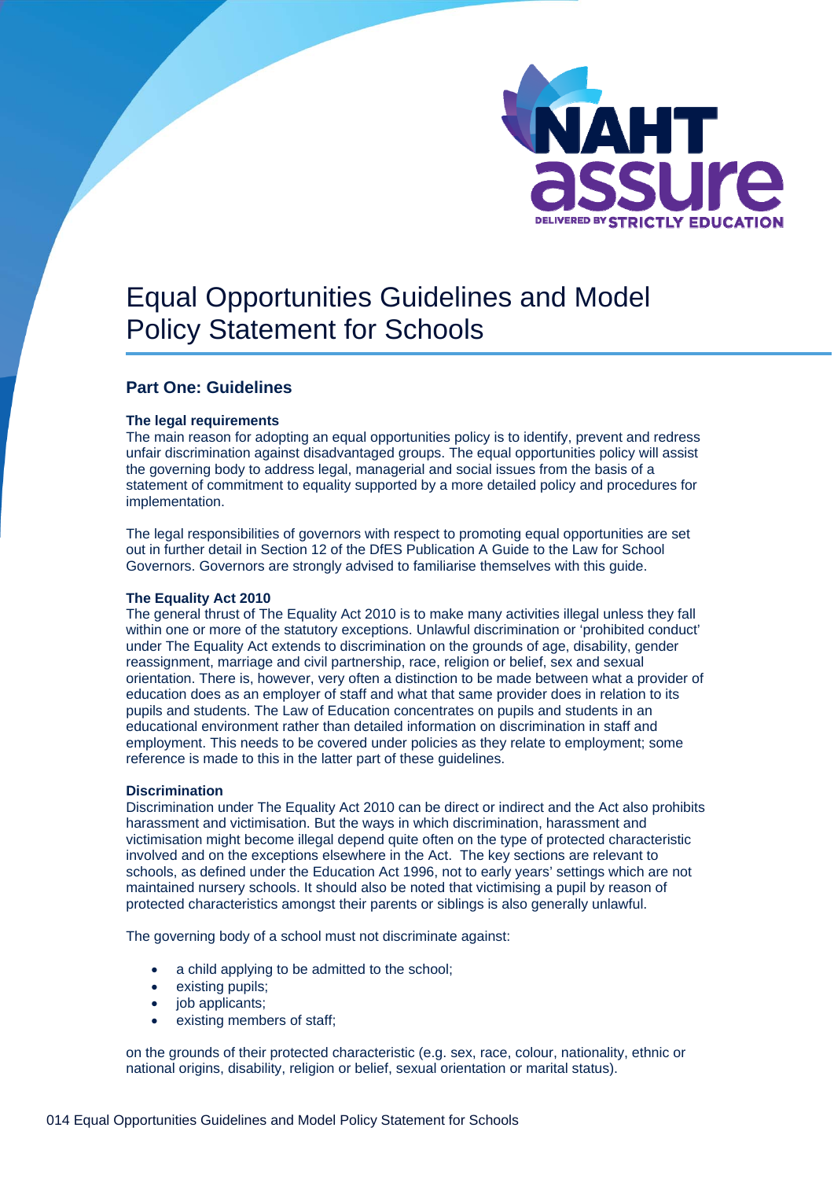# Equal Opportunities Guidelines and Model Policy Statement for Schools

## Part One: Guidelines

### The legal requirements

The main reason for adopting an equal opportunities policy is to identify, prevent and redress unfair discrimination against disadvantaged groups. The equal opportunities policy will assist the governing body to address legal, managerial and social issues from the basis of a statement of commitment to equality supported by a more detailed policy and procedures for implementation.

The legal responsibilities of governors with respect to promoting equal opportunities are set out in further detail in Section 12 of the DfES Publication A Guide to the Law for School Governors. Governors are strongly advised to familiarise themselves with this guide.

### The Equality Act 2010

The general thrust of The Equality Act 2010 is to make many activities illegal unless they fall within one or more of the statutory exceptions. Unlawful discrimination or 'prohibited conduct' under The Equality Act extends to discrimination on the grounds of age, disability, gender reassignment, marriage and civil partnership, race, religion or belief, sex and sexual orientation. There is, however, very often a distinction to be made between what a provider of education does as an employer of staff and what that same provider does in relation to its pupils and students. The Law of Education concentrates on pupils and students in an educational environment rather than detailed information on discrimination in staff and employment. This needs to be covered under policies as they relate to employment; some reference is made to this in the latter part of these guidelines.

### Discrimination

Discrimination under The Equality Act 2010 can be direct or indirect and the Act also prohibits harassment and victimisation. But the ways in which discrimination, harassment and victimisation might become illegal depend quite often on the type of protected characteristic involved and on the exceptions elsewhere in the Act. The key sections are relevant to schools, as defined under the Education Act 1996, not to early years' settings which are not maintained nursery schools. It should also be noted that victimising a pupil by reason of protected characteristics amongst their parents or siblings is also generally unlawful.

The governing body of a school must not discriminate against:

- a child applying to be admitted to the school;
- existing pupils;
- job applicants;
- existing members of staff;

on the grounds of their protected characteristic (e.g. sex, race, colour, nationality, ethnic or national origins, disability, religion or belief, sexual orientation or marital status).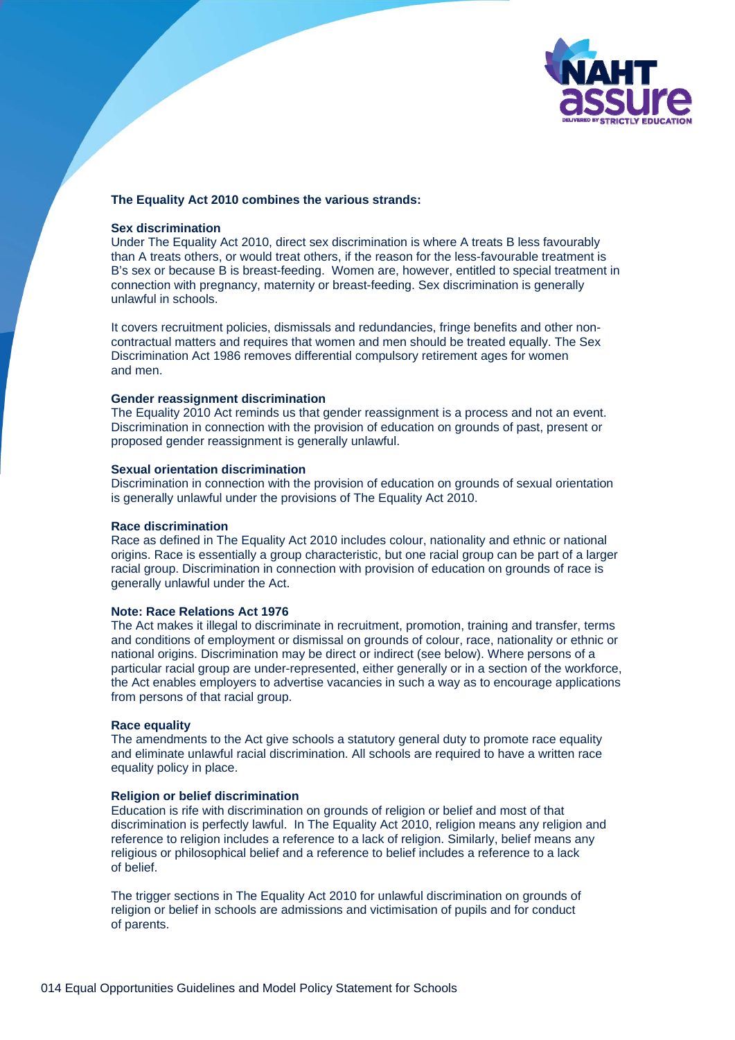**The Equality Act 2010 combines the various strands:**

**Sex discrimination**

Under The Equality Act 2010, direct sex discrimination is where A treats B less favourably than A treats others, or would treat others, if the reason for the less-favourable treatment is B's sex or because B is breast-feeding. Women are, however, entitled to special treatment in connection with pregnancy, maternity or breast-feeding. Sex discrimination is generally unlawful in schools.

It covers recruitment policies, dismissals and redundancies, fringe benefits and other non-contractual matters and requires that women and men should be treated equally. The Sex Discrimination Act 1986 removes differential compulsory retirement ages for women and men.

**Gender reassignment discrimination**

The Equality 2010 Act reminds us that gender reassignment is a process and not an event. Discrimination in connection with the provision of education on grounds of past, present or proposed gender reassignment is generally unlawful.

**Sexual orientation discrimination**

Discrimination in connection with the provision of education on grounds of sexual orientation is generally unlawful under the provisions of The Equality Act 2010.

**Race discrimination**

Race as defined in The Equality Act 2010 includes colour, nationality and ethnic or national origins. Race is essentially a group characteristic, but one racial group can be part of a larger racial group. Discrimination in connection with provision of education on grounds of race is generally unlawful under the Act.

**Note: Race Relations Act 1976**

The Act makes it illegal to discriminate in recruitment, promotion, training and transfer, terms and conditions of employment or dismissal on grounds of colour, race, nationality or ethnic or national origins. Discrimination may be direct or indirect (see below). Where persons of a particular racial group are under-represented, either generally or in a section of the workforce, the Act enables employers to advertise vacancies in such a way as to encourage applications from persons of that racial group.

**Race equality**

The amendments to the Act give schools a statutory general duty to promote race equality and eliminate unlawful racial discrimination. All schools are required to have a written race equality policy in place.

**Religion or belief discrimination**

Education is rife with discrimination on grounds of religion or belief and most of that discrimination is perfectly lawful. In The Equality Act 2010, religion means any religion and reference to religion includes a reference to a lack of religion. Similarly, belief means any religious or philosophical belief and a reference to belief includes a reference to a lack of belief.

The trigger sections in The Equality Act 2010 for unlawful discrimination on grounds of religion or belief in schools are admissions and victimisation of pupils and for conduct of parents.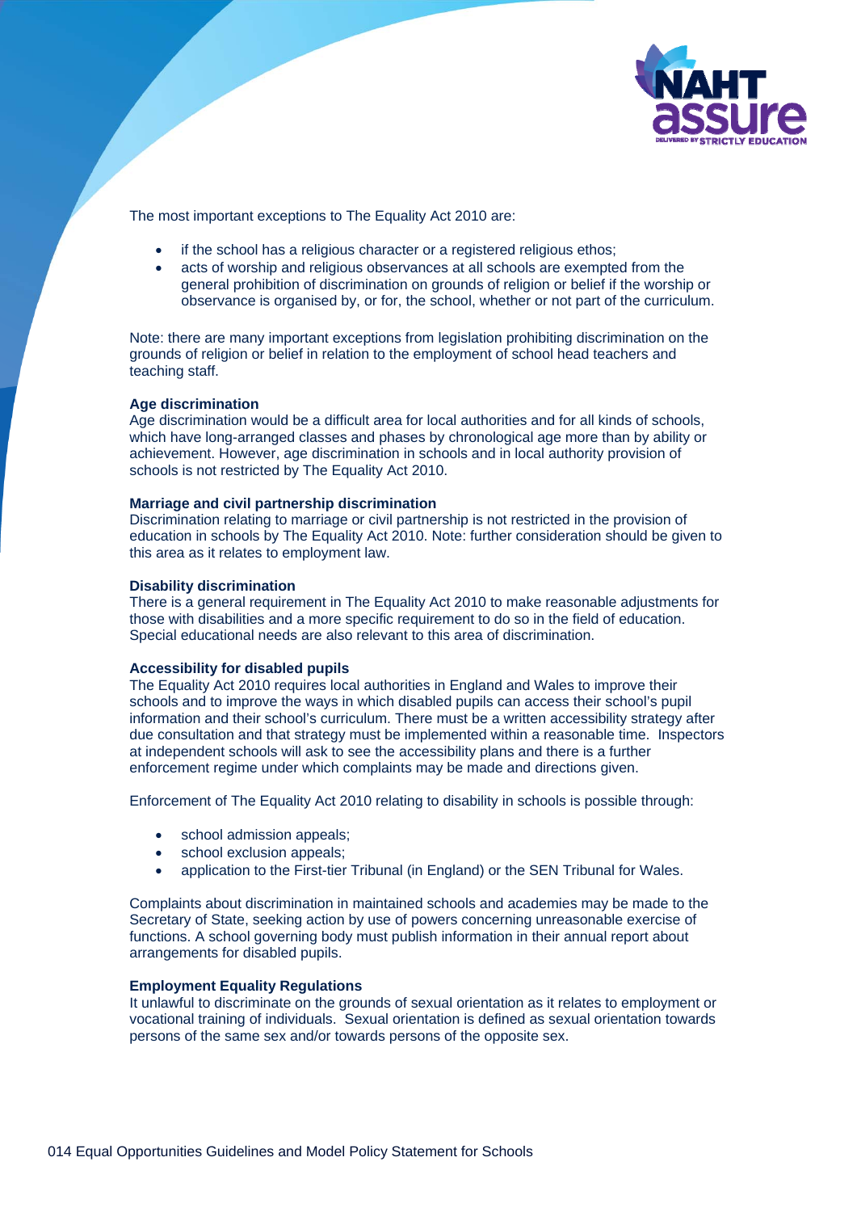The most important exceptions to The Equality Act 2010 are:

- if the school has a religious character or a registered religious ethos;
- acts of worship and religious observances at all schools are exempted from the general prohibition of discrimination on grounds of religion or belief if the worship or observance is organised by, or for, the school, whether or not part of the curriculum.

Note: there are many important exceptions from legislation prohibiting discrimination on the grounds of religion or belief in relation to the employment of school head teachers and teaching staff.

**Age discrimination**
Age discrimination would be a difficult area for local authorities and for all kinds of schools, which have long-arranged classes and phases by chronological age more than by ability or achievement. However, age discrimination in schools and in local authority provision of schools is not restricted by The Equality Act 2010.

**Marriage and civil partnership discrimination**
Discrimination relating to marriage or civil partnership is not restricted in the provision of education in schools by The Equality Act 2010. Note: further consideration should be given to this area as it relates to employment law.

**Disability discrimination**
There is a general requirement in The Equality Act 2010 to make reasonable adjustments for those with disabilities and a more specific requirement to do so in the field of education. Special educational needs are also relevant to this area of discrimination.

**Accessibility for disabled pupils**
The Equality Act 2010 requires local authorities in England and Wales to improve their schools and to improve the ways in which disabled pupils can access their school's pupil information and their school's curriculum. There must be a written accessibility strategy after due consultation and that strategy must be implemented within a reasonable time. Inspectors at independent schools will ask to see the accessibility plans and there is a further enforcement regime under which complaints may be made and directions given.

Enforcement of The Equality Act 2010 relating to disability in schools is possible through:

- school admission appeals;
- school exclusion appeals;
- application to the First-tier Tribunal (in England) or the SEN Tribunal for Wales.

Complaints about discrimination in maintained schools and academies may be made to the Secretary of State, seeking action by use of powers concerning unreasonable exercise of functions. A school governing body must publish information in their annual report about arrangements for disabled pupils.

**Employment Equality Regulations**
It unlawful to discriminate on the grounds of sexual orientation as it relates to employment or vocational training of individuals. Sexual orientation is defined as sexual orientation towards persons of the same sex and/or towards persons of the opposite sex.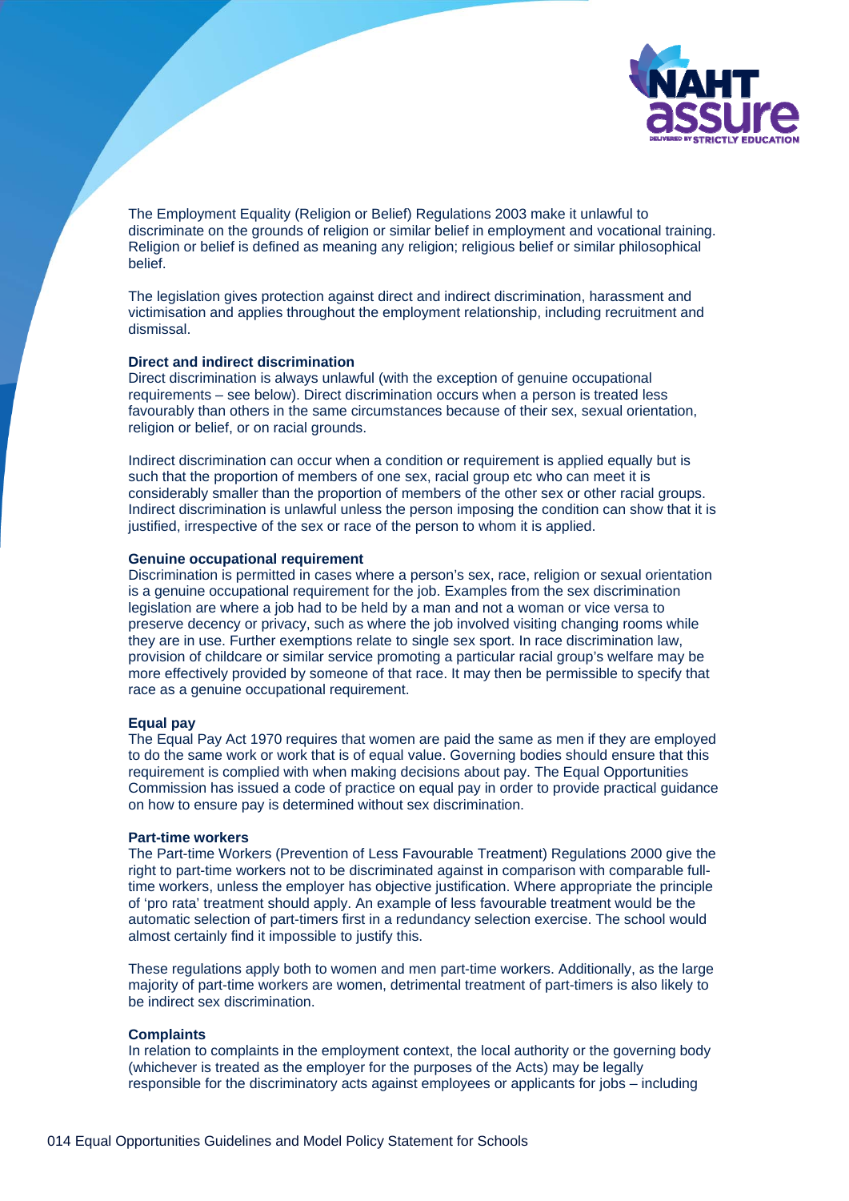The Employment Equality (Religion or Belief) Regulations 2003 make it unlawful to discriminate on the grounds of religion or similar belief in employment and vocational training. Religion or belief is defined as meaning any religion; religious belief or similar philosophical belief.

The legislation gives protection against direct and indirect discrimination, harassment and victimisation and applies throughout the employment relationship, including recruitment and dismissal.

**Direct and indirect discrimination**
Direct discrimination is always unlawful (with the exception of genuine occupational requirements – see below). Direct discrimination occurs when a person is treated less favourably than others in the same circumstances because of their sex, sexual orientation, religion or belief, or on racial grounds.

Indirect discrimination can occur when a condition or requirement is applied equally but is such that the proportion of members of one sex, racial group etc who can meet it is considerably smaller than the proportion of members of the other sex or other racial groups. Indirect discrimination is unlawful unless the person imposing the condition can show that it is justified, irrespective of the sex or race of the person to whom it is applied.

**Genuine occupational requirement**
Discrimination is permitted in cases where a person's sex, race, religion or sexual orientation is a genuine occupational requirement for the job. Examples from the sex discrimination legislation are where a job had to be held by a man and not a woman or vice versa to preserve decency or privacy, such as where the job involved visiting changing rooms while they are in use. Further exemptions relate to single sex sport. In race discrimination law, provision of childcare or similar service promoting a particular racial group's welfare may be more effectively provided by someone of that race. It may then be permissible to specify that race as a genuine occupational requirement.

**Equal pay**
The Equal Pay Act 1970 requires that women are paid the same as men if they are employed to do the same work or work that is of equal value. Governing bodies should ensure that this requirement is complied with when making decisions about pay. The Equal Opportunities Commission has issued a code of practice on equal pay in order to provide practical guidance on how to ensure pay is determined without sex discrimination.

**Part-time workers**
The Part-time Workers (Prevention of Less Favourable Treatment) Regulations 2000 give the right to part-time workers not to be discriminated against in comparison with comparable full-time workers, unless the employer has objective justification. Where appropriate the principle of 'pro rata' treatment should apply. An example of less favourable treatment would be the automatic selection of part-timers first in a redundancy selection exercise. The school would almost certainly find it impossible to justify this.

These regulations apply both to women and men part-time workers. Additionally, as the large majority of part-time workers are women, detrimental treatment of part-timers is also likely to be indirect sex discrimination.

**Complaints**
In relation to complaints in the employment context, the local authority or the governing body (whichever is treated as the employer for the purposes of the Acts) may be legally responsible for the discriminatory acts against employees or applicants for jobs – including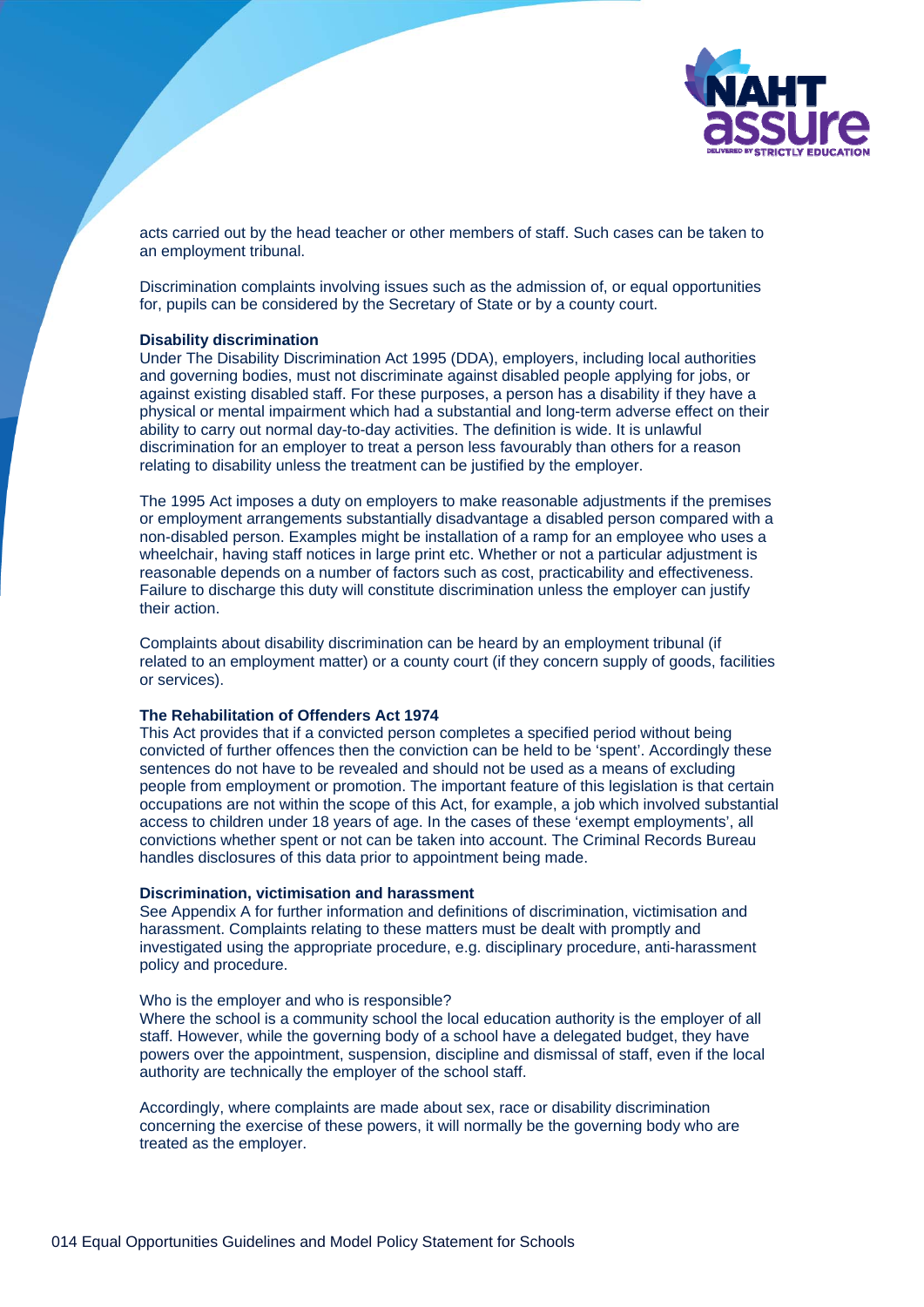acts carried out by the head teacher or other members of staff. Such cases can be taken to an employment tribunal.

Discrimination complaints involving issues such as the admission of, or equal opportunities for, pupils can be considered by the Secretary of State or by a county court.

**Disability discrimination**

Under The Disability Discrimination Act 1995 (DDA), employers, including local authorities and governing bodies, must not discriminate against disabled people applying for jobs, or against existing disabled staff. For these purposes, a person has a disability if they have a physical or mental impairment which had a substantial and long-term adverse effect on their ability to carry out normal day-to-day activities. The definition is wide. It is unlawful discrimination for an employer to treat a person less favourably than others for a reason relating to disability unless the treatment can be justified by the employer.

The 1995 Act imposes a duty on employers to make reasonable adjustments if the premises or employment arrangements substantially disadvantage a disabled person compared with a non-disabled person. Examples might be installation of a ramp for an employee who uses a wheelchair, having staff notices in large print etc. Whether or not a particular adjustment is reasonable depends on a number of factors such as cost, practicability and effectiveness. Failure to discharge this duty will constitute discrimination unless the employer can justify their action.

Complaints about disability discrimination can be heard by an employment tribunal (if related to an employment matter) or a county court (if they concern supply of goods, facilities or services).

**The Rehabilitation of Offenders Act 1974**

This Act provides that if a convicted person completes a specified period without being convicted of further offences then the conviction can be held to be 'spent'. Accordingly these sentences do not have to be revealed and should not be used as a means of excluding people from employment or promotion. The important feature of this legislation is that certain occupations are not within the scope of this Act, for example, a job which involved substantial access to children under 18 years of age. In the cases of these 'exempt employments', all convictions whether spent or not can be taken into account. The Criminal Records Bureau handles disclosures of this data prior to appointment being made.

**Discrimination, victimisation and harassment**

See Appendix A for further information and definitions of discrimination, victimisation and harassment. Complaints relating to these matters must be dealt with promptly and investigated using the appropriate procedure, e.g. disciplinary procedure, anti-harassment policy and procedure.

Who is the employer and who is responsible?

Where the school is a community school the local education authority is the employer of all staff. However, while the governing body of a school have a delegated budget, they have powers over the appointment, suspension, discipline and dismissal of staff, even if the local authority are technically the employer of the school staff.

Accordingly, where complaints are made about sex, race or disability discrimination concerning the exercise of these powers, it will normally be the governing body who are treated as the employer.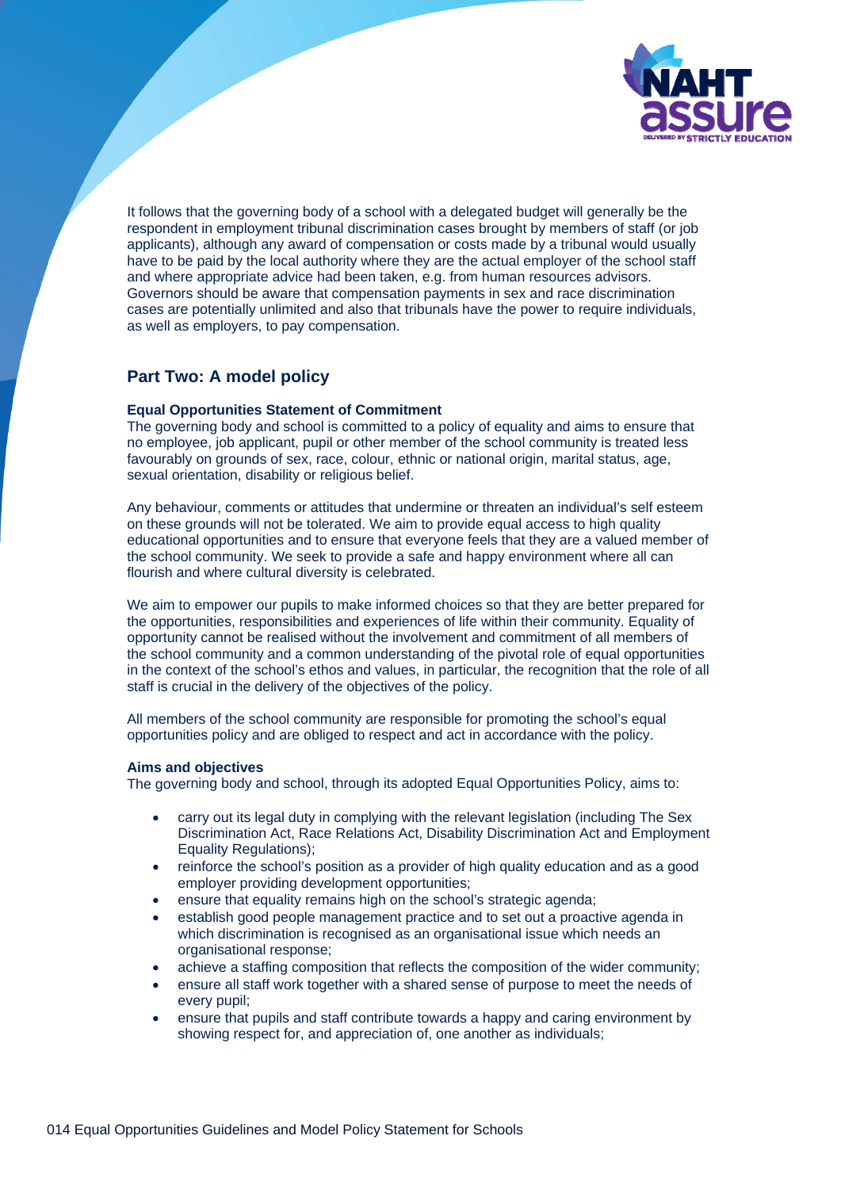It follows that the governing body of a school with a delegated budget will generally be the respondent in employment tribunal discrimination cases brought by members of staff (or job applicants), although any award of compensation or costs made by a tribunal would usually have to be paid by the local authority where they are the actual employer of the school staff and where appropriate advice had been taken, e.g. from human resources advisors. Governors should be aware that compensation payments in sex and race discrimination cases are potentially unlimited and also that tribunals have the power to require individuals, as well as employers, to pay compensation.

## Part Two: A model policy

**Equal Opportunities Statement of Commitment**

The governing body and school is committed to a policy of equality and aims to ensure that no employee, job applicant, pupil or other member of the school community is treated less favourably on grounds of sex, race, colour, ethnic or national origin, marital status, age, sexual orientation, disability or religious belief.

Any behaviour, comments or attitudes that undermine or threaten an individual's self esteem on these grounds will not be tolerated. We aim to provide equal access to high quality educational opportunities and to ensure that everyone feels that they are a valued member of the school community. We seek to provide a safe and happy environment where all can flourish and where cultural diversity is celebrated.

We aim to empower our pupils to make informed choices so that they are better prepared for the opportunities, responsibilities and experiences of life within their community. Equality of opportunity cannot be realised without the involvement and commitment of all members of the school community and a common understanding of the pivotal role of equal opportunities in the context of the school's ethos and values, in particular, the recognition that the role of all staff is crucial in the delivery of the objectives of the policy.

All members of the school community are responsible for promoting the school's equal opportunities policy and are obliged to respect and act in accordance with the policy.

**Aims and objectives**

The governing body and school, through its adopted Equal Opportunities Policy, aims to:

- carry out its legal duty in complying with the relevant legislation (including The Sex Discrimination Act, Race Relations Act, Disability Discrimination Act and Employment Equality Regulations);
- reinforce the school's position as a provider of high quality education and as a good employer providing development opportunities;
- ensure that equality remains high on the school's strategic agenda;
- establish good people management practice and to set out a proactive agenda in which discrimination is recognised as an organisational issue which needs an organisational response;
- achieve a staffing composition that reflects the composition of the wider community;
- ensure all staff work together with a shared sense of purpose to meet the needs of every pupil;
- ensure that pupils and staff contribute towards a happy and caring environment by showing respect for, and appreciation of, one another as individuals;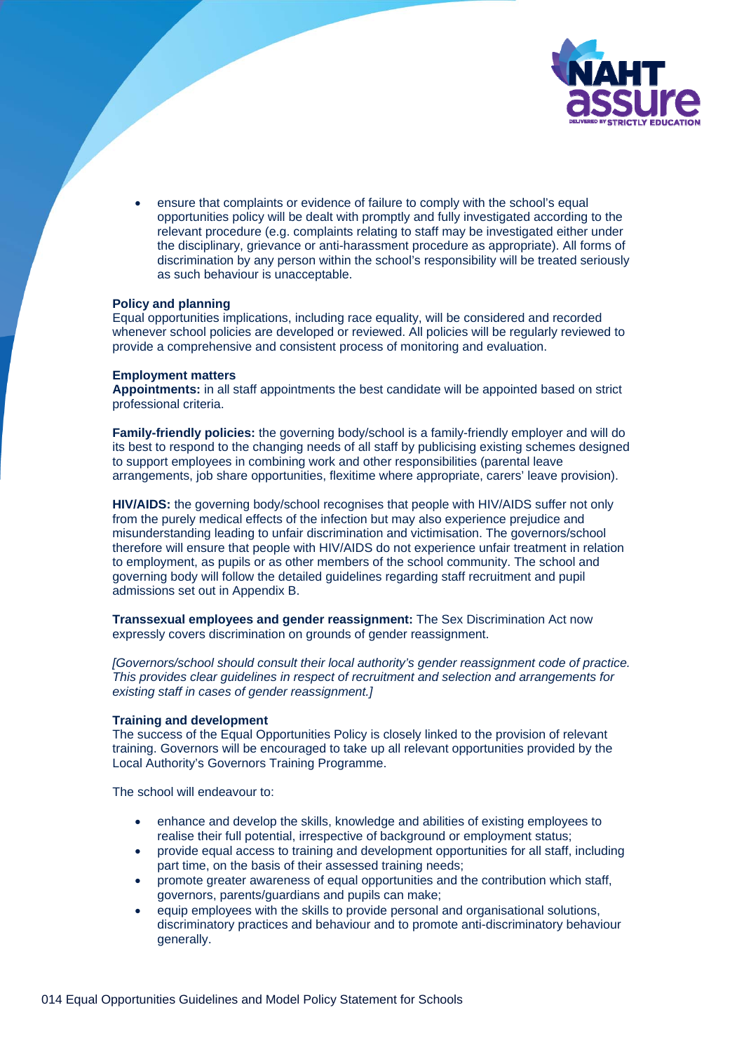- ensure that complaints or evidence of failure to comply with the school's equal opportunities policy will be dealt with promptly and fully investigated according to the relevant procedure (e.g. complaints relating to staff may be investigated either under the disciplinary, grievance or anti-harassment procedure as appropriate). All forms of discrimination by any person within the school's responsibility will be treated seriously as such behaviour is unacceptable.

**Policy and planning**
Equal opportunities implications, including race equality, will be considered and recorded whenever school policies are developed or reviewed. All policies will be regularly reviewed to provide a comprehensive and consistent process of monitoring and evaluation.

**Employment matters**
**Appointments:** in all staff appointments the best candidate will be appointed based on strict professional criteria.

**Family-friendly policies:** the governing body/school is a family-friendly employer and will do its best to respond to the changing needs of all staff by publicising existing schemes designed to support employees in combining work and other responsibilities (parental leave arrangements, job share opportunities, flexitime where appropriate, carers' leave provision).

**HIV/AIDS:** the governing body/school recognises that people with HIV/AIDS suffer not only from the purely medical effects of the infection but may also experience prejudice and misunderstanding leading to unfair discrimination and victimisation. The governors/school therefore will ensure that people with HIV/AIDS do not experience unfair treatment in relation to employment, as pupils or as other members of the school community. The school and governing body will follow the detailed guidelines regarding staff recruitment and pupil admissions set out in Appendix B.

**Transsexual employees and gender reassignment:** The Sex Discrimination Act now expressly covers discrimination on grounds of gender reassignment.

*[Governors/school should consult their local authority's gender reassignment code of practice. This provides clear guidelines in respect of recruitment and selection and arrangements for existing staff in cases of gender reassignment.]*

**Training and development**
The success of the Equal Opportunities Policy is closely linked to the provision of relevant training. Governors will be encouraged to take up all relevant opportunities provided by the Local Authority's Governors Training Programme.

The school will endeavour to:

- enhance and develop the skills, knowledge and abilities of existing employees to realise their full potential, irrespective of background or employment status;
- provide equal access to training and development opportunities for all staff, including part time, on the basis of their assessed training needs;
- promote greater awareness of equal opportunities and the contribution which staff, governors, parents/guardians and pupils can make;
- equip employees with the skills to provide personal and organisational solutions, discriminatory practices and behaviour and to promote anti-discriminatory behaviour generally.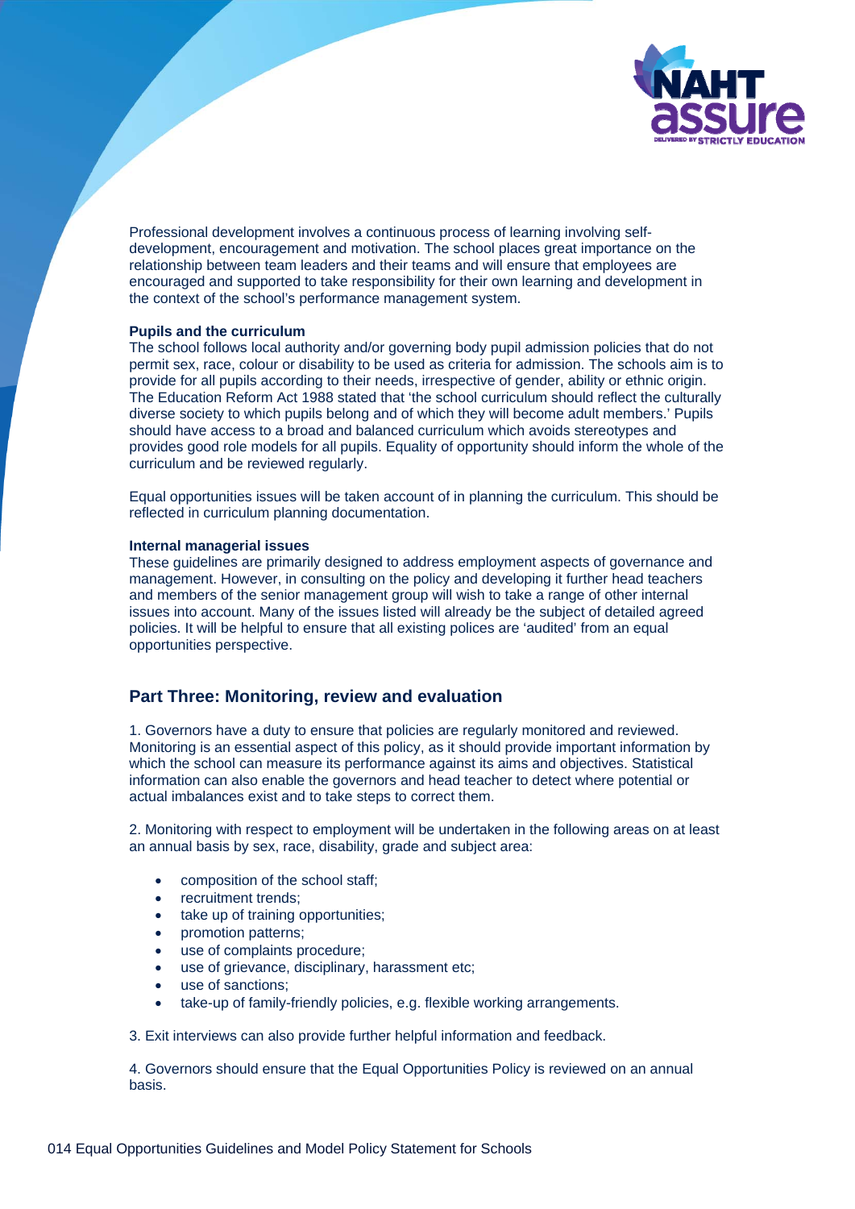Professional development involves a continuous process of learning involving self-development, encouragement and motivation. The school places great importance on the relationship between team leaders and their teams and will ensure that employees are encouraged and supported to take responsibility for their own learning and development in the context of the school's performance management system.

**Pupils and the curriculum**

The school follows local authority and/or governing body pupil admission policies that do not permit sex, race, colour or disability to be used as criteria for admission. The schools aim is to provide for all pupils according to their needs, irrespective of gender, ability or ethnic origin. The Education Reform Act 1988 stated that 'the school curriculum should reflect the culturally diverse society to which pupils belong and of which they will become adult members.' Pupils should have access to a broad and balanced curriculum which avoids stereotypes and provides good role models for all pupils. Equality of opportunity should inform the whole of the curriculum and be reviewed regularly.

Equal opportunities issues will be taken account of in planning the curriculum. This should be reflected in curriculum planning documentation.

**Internal managerial issues**

These guidelines are primarily designed to address employment aspects of governance and management. However, in consulting on the policy and developing it further head teachers and members of the senior management group will wish to take a range of other internal issues into account. Many of the issues listed will already be the subject of detailed agreed policies. It will be helpful to ensure that all existing polices are 'audited' from an equal opportunities perspective.

## Part Three: Monitoring, review and evaluation

1. Governors have a duty to ensure that policies are regularly monitored and reviewed. Monitoring is an essential aspect of this policy, as it should provide important information by which the school can measure its performance against its aims and objectives. Statistical information can also enable the governors and head teacher to detect where potential or actual imbalances exist and to take steps to correct them.

2. Monitoring with respect to employment will be undertaken in the following areas on at least an annual basis by sex, race, disability, grade and subject area:

- composition of the school staff;
- recruitment trends;
- take up of training opportunities;
- promotion patterns;
- use of complaints procedure;
- use of grievance, disciplinary, harassment etc;
- use of sanctions;
- take-up of family-friendly policies, e.g. flexible working arrangements.

3. Exit interviews can also provide further helpful information and feedback.

4. Governors should ensure that the Equal Opportunities Policy is reviewed on an annual basis.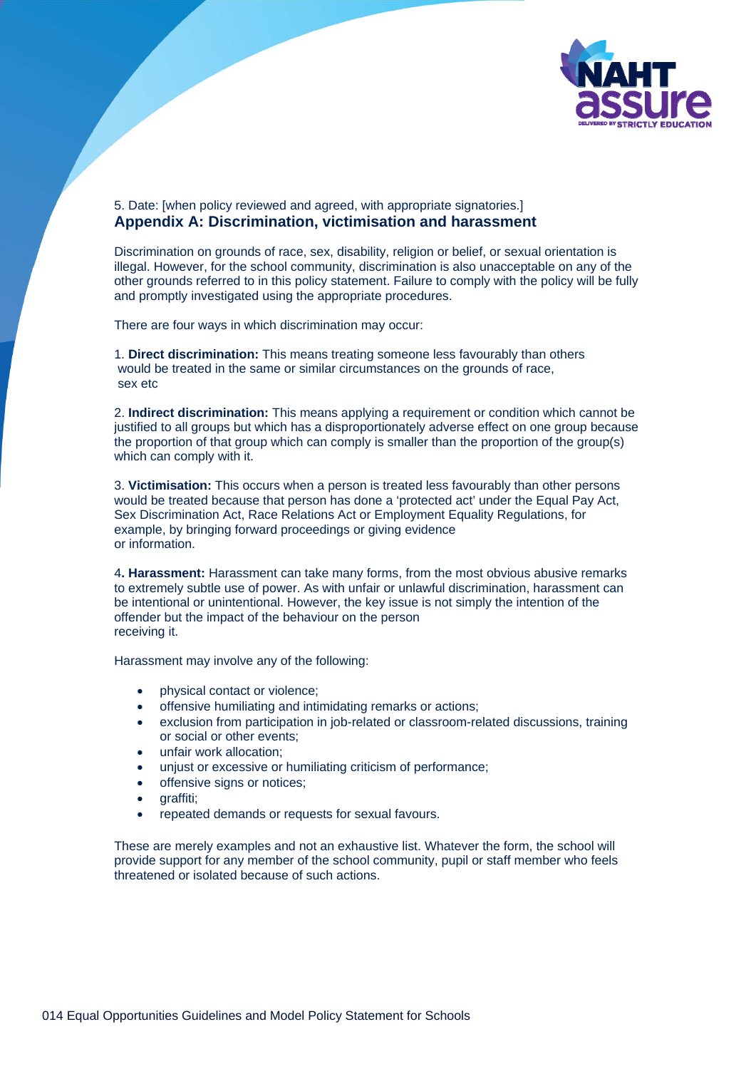5. Date: [when policy reviewed and agreed, with appropriate signatories.]

## Appendix A: Discrimination, victimisation and harassment

Discrimination on grounds of race, sex, disability, religion or belief, or sexual orientation is illegal. However, for the school community, discrimination is also unacceptable on any of the other grounds referred to in this policy statement. Failure to comply with the policy will be fully and promptly investigated using the appropriate procedures.

There are four ways in which discrimination may occur:

1. **Direct discrimination:** This means treating someone less favourably than others would be treated in the same or similar circumstances on the grounds of race, sex etc

2. **Indirect discrimination:** This means applying a requirement or condition which cannot be justified to all groups but which has a disproportionately adverse effect on one group because the proportion of that group which can comply is smaller than the proportion of the group(s) which can comply with it.

3. **Victimisation:** This occurs when a person is treated less favourably than other persons would be treated because that person has done a 'protected act' under the Equal Pay Act, Sex Discrimination Act, Race Relations Act or Employment Equality Regulations, for example, by bringing forward proceedings or giving evidence or information.

4. **Harassment:** Harassment can take many forms, from the most obvious abusive remarks to extremely subtle use of power. As with unfair or unlawful discrimination, harassment can be intentional or unintentional. However, the key issue is not simply the intention of the offender but the impact of the behaviour on the person receiving it.

Harassment may involve any of the following:

- physical contact or violence;
- offensive humiliating and intimidating remarks or actions;
- exclusion from participation in job-related or classroom-related discussions, training or social or other events;
- unfair work allocation;
- unjust or excessive or humiliating criticism of performance;
- offensive signs or notices;
- graffiti;
- repeated demands or requests for sexual favours.

These are merely examples and not an exhaustive list. Whatever the form, the school will provide support for any member of the school community, pupil or staff member who feels threatened or isolated because of such actions.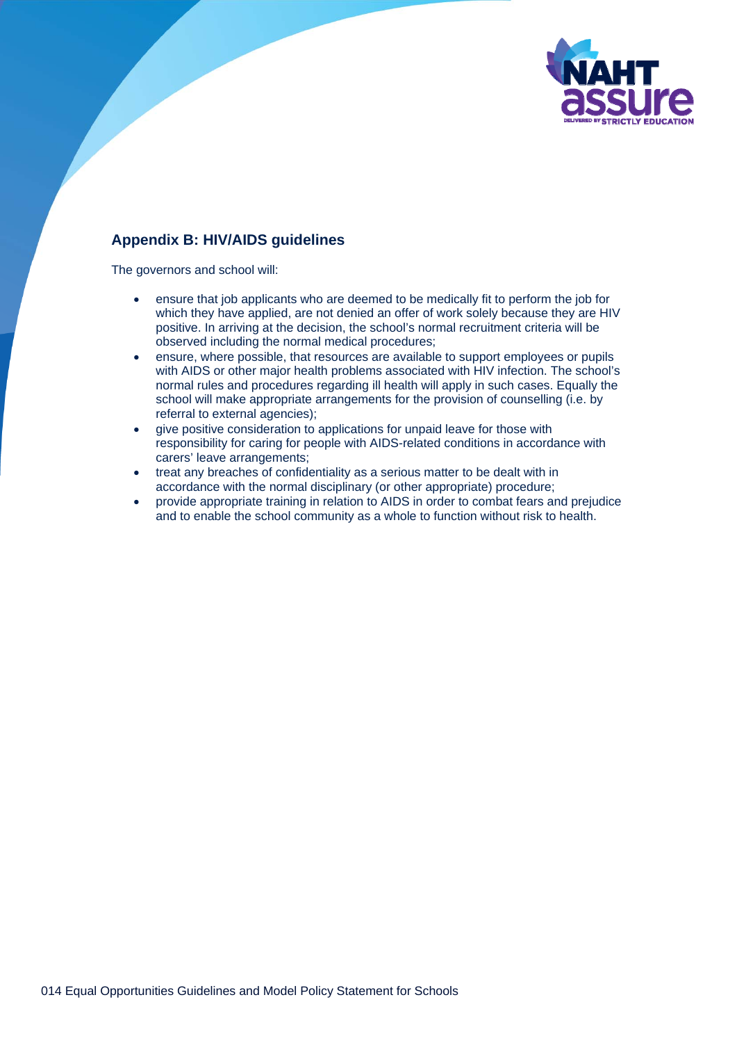## Appendix B: HIV/AIDS guidelines

The governors and school will:

- ensure that job applicants who are deemed to be medically fit to perform the job for which they have applied, are not denied an offer of work solely because they are HIV positive. In arriving at the decision, the school's normal recruitment criteria will be observed including the normal medical procedures;
- ensure, where possible, that resources are available to support employees or pupils with AIDS or other major health problems associated with HIV infection. The school's normal rules and procedures regarding ill health will apply in such cases. Equally the school will make appropriate arrangements for the provision of counselling (i.e. by referral to external agencies);
- give positive consideration to applications for unpaid leave for those with responsibility for caring for people with AIDS-related conditions in accordance with carers' leave arrangements;
- treat any breaches of confidentiality as a serious matter to be dealt with in accordance with the normal disciplinary (or other appropriate) procedure;
- provide appropriate training in relation to AIDS in order to combat fears and prejudice and to enable the school community as a whole to function without risk to health.